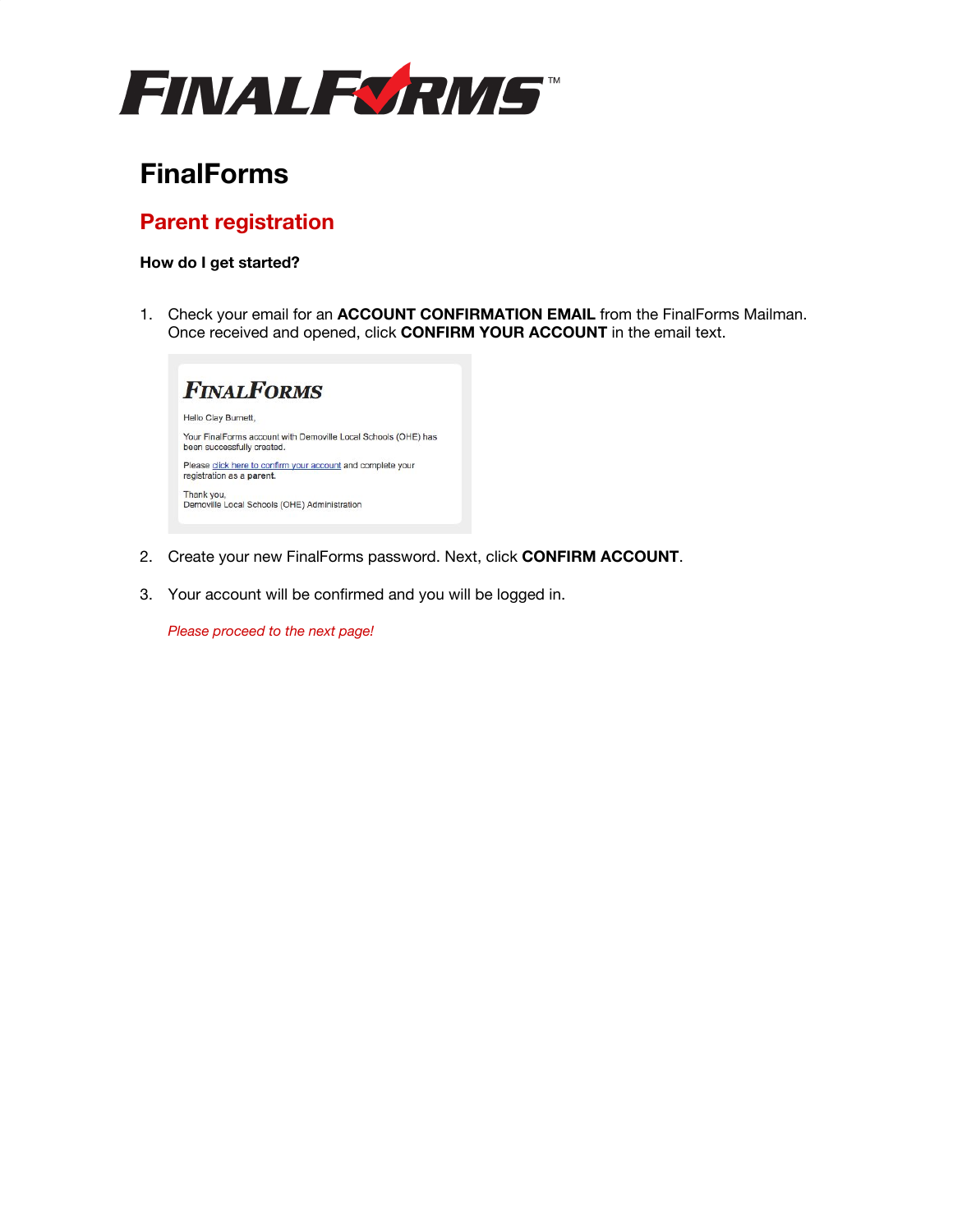# FinalForms

## Parent registration

### How do I get started?

1. Check your email for an **ACCOUNT CONFIRMATION EMAIL** from the FinalForms Mailman. Once received and opened, click **CONFIRM YOUR ACCOUNT** in the email text.

   FINALFORMS

   Hello Clay Burnett,

   Your FinalForms account with Demoville Local Schools (OHE) has been successfully created.

   Please click here to confirm your account and complete your registration as a **parent**.

   Thank you,
   Demoville Local Schools (OHE) Administration

2. Create your new FinalForms password. Next, click **CONFIRM ACCOUNT**.

3. Your account will be confirmed and you will be logged in.

   *Please proceed to the next page!*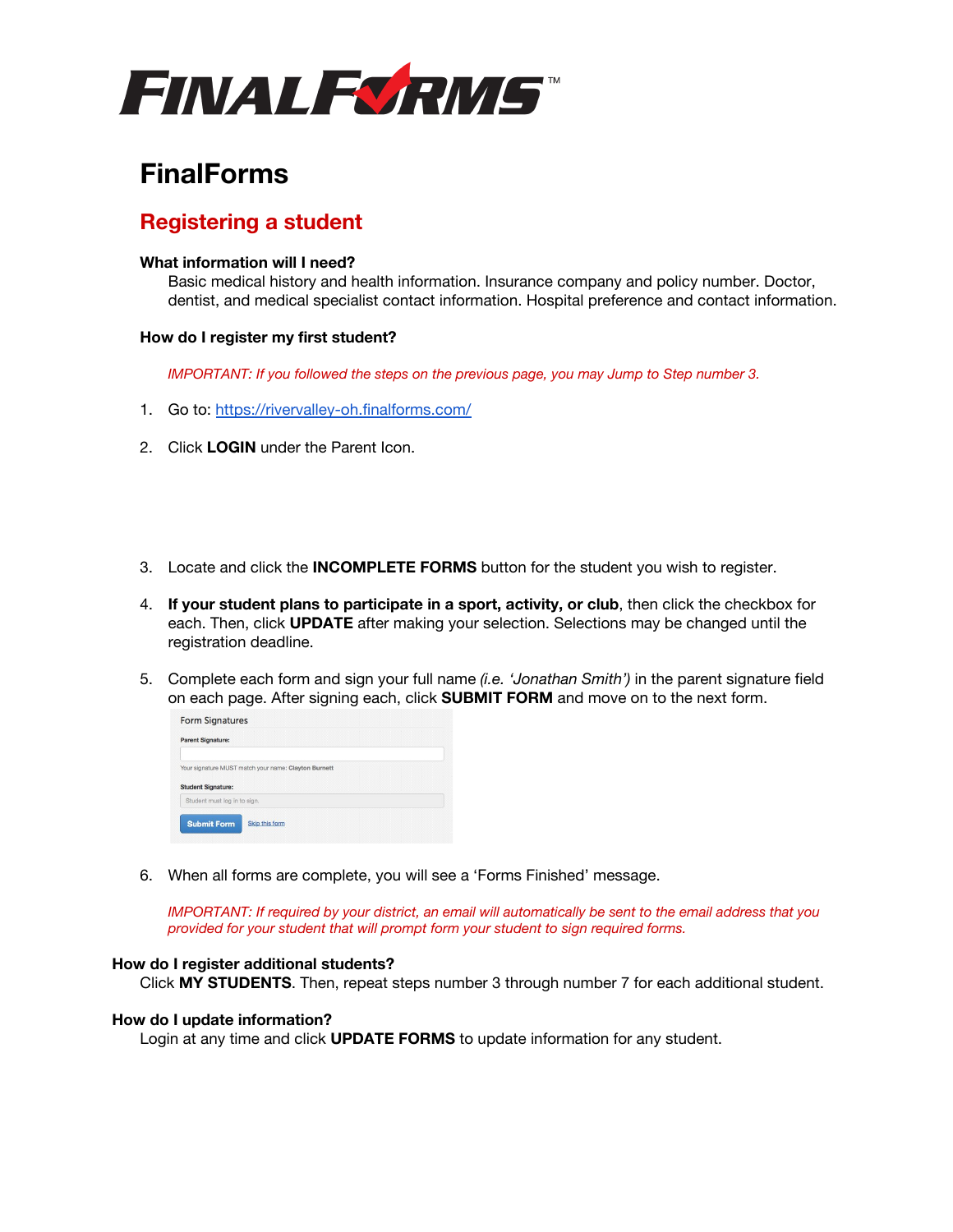# FinalForms

## Registering a student

**What information will I need?**

Basic medical history and health information. Insurance company and policy number. Doctor, dentist, and medical specialist contact information. Hospital preference and contact information.

**How do I register my first student?**

*IMPORTANT: If you followed the steps on the previous page, you may Jump to Step number 3.*

1. Go to: https://rivervalley-oh.finalforms.com/
2. Click **LOGIN** under the Parent Icon.
3. Locate and click the **INCOMPLETE FORMS** button for the student you wish to register.
4. **If your student plans to participate in a sport, activity, or club**, then click the checkbox for each. Then, click **UPDATE** after making your selection. Selections may be changed until the registration deadline.
5. Complete each form and sign your full name *(i.e. 'Jonathan Smith')* in the parent signature field on each page. After signing each, click **SUBMIT FORM** and move on to the next form.
6. When all forms are complete, you will see a 'Forms Finished' message.

*IMPORTANT: If required by your district, an email will automatically be sent to the email address that you provided for your student that will prompt form your student to sign required forms.*

**How do I register additional students?**

Click **MY STUDENTS**. Then, repeat steps number 3 through number 7 for each additional student.

**How do I update information?**

Login at any time and click **UPDATE FORMS** to update information for any student.